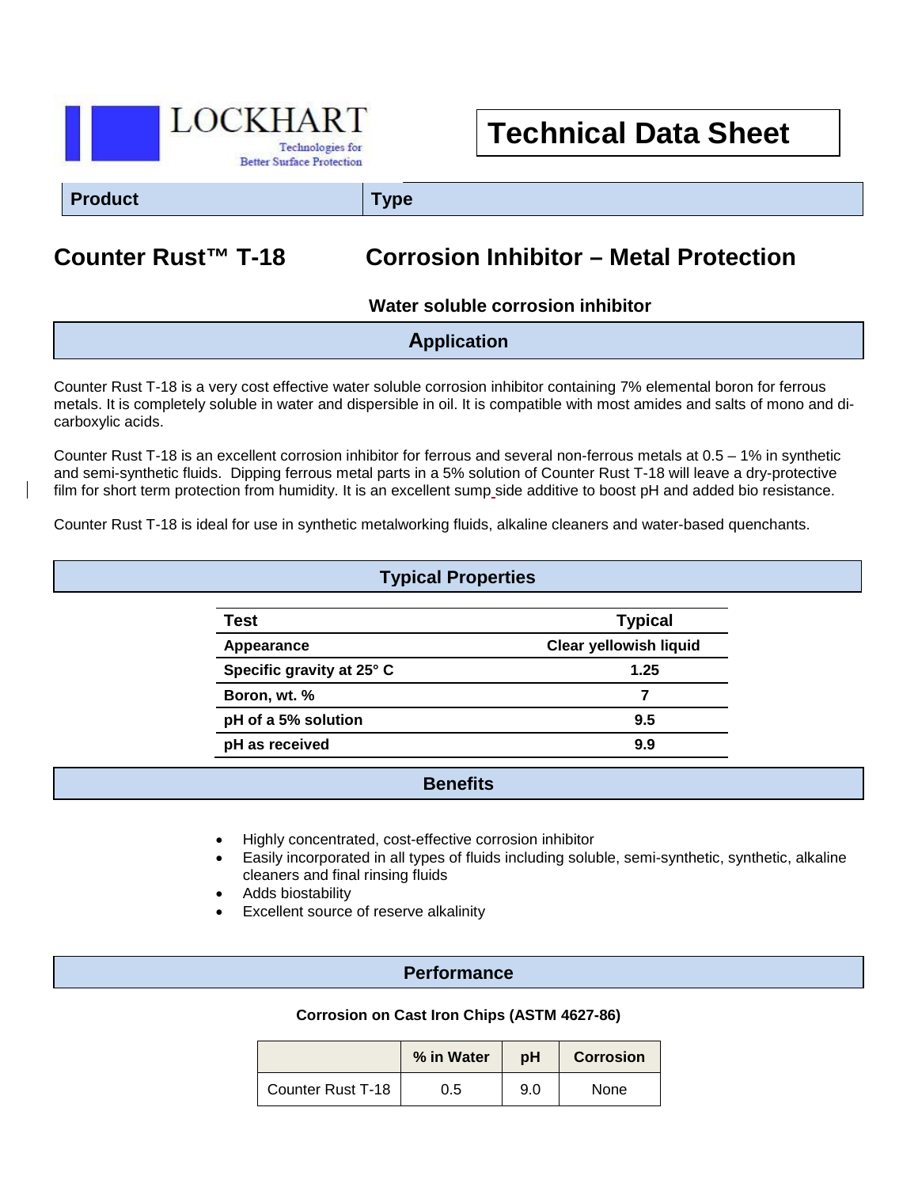LOCKHART

Technologies for Better Surface Protection

# Technical Data Sheet

| Product | Type |
| --- | --- |
| **Counter Rust™ T-18** | **Corrosion Inhibitor – Metal Protection** |

**Water soluble corrosion inhibitor**

## Application

Counter Rust T-18 is a very cost effective water soluble corrosion inhibitor containing 7% elemental boron for ferrous metals. It is completely soluble in water and dispersible in oil. It is compatible with most amides and salts of mono and di-carboxylic acids.

Counter Rust T-18 is an excellent corrosion inhibitor for ferrous and several non-ferrous metals at 0.5 – 1% in synthetic and semi-synthetic fluids. Dipping ferrous metal parts in a 5% solution of Counter Rust T-18 will leave a dry-protective film for short term protection from humidity. It is an excellent sump side additive to boost pH and added bio resistance.

Counter Rust T-18 is ideal for use in synthetic metalworking fluids, alkaline cleaners and water-based quenchants.

## Typical Properties

| Test | Typical |
| --- | --- |
| Appearance | Clear yellowish liquid |
| Specific gravity at 25° C | 1.25 |
| Boron, wt. % | 7 |
| pH of a 5% solution | 9.5 |
| pH as received | 9.9 |

## Benefits

- Highly concentrated, cost-effective corrosion inhibitor
- Easily incorporated in all types of fluids including soluble, semi-synthetic, synthetic, alkaline cleaners and final rinsing fluids
- Adds biostability
- Excellent source of reserve alkalinity

## Performance

**Corrosion on Cast Iron Chips (ASTM 4627-86)**

| | % in Water | pH | Corrosion |
| --- | --- | --- | --- |
| Counter Rust T-18 | 0.5 | 9.0 | None |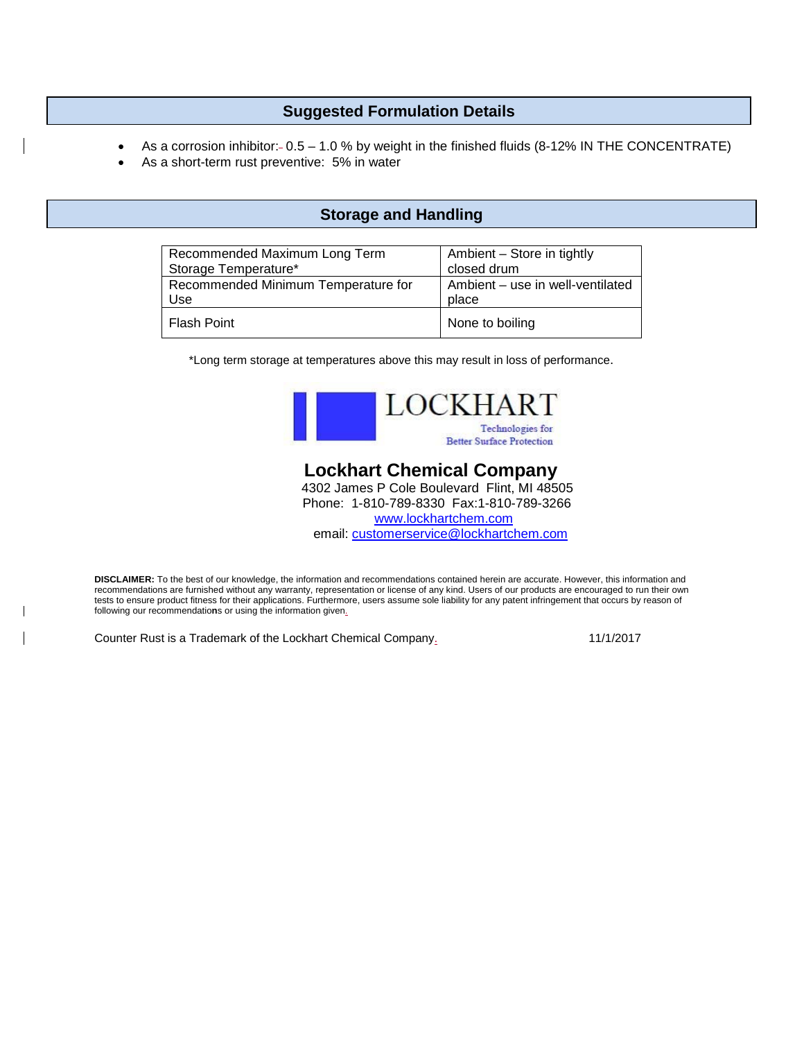## Suggested Formulation Details

- As a corrosion inhibitor: 0.5 – 1.0 % by weight in the finished fluids (8-12% IN THE CONCENTRATE)
- As a short-term rust preventive: 5% in water

## Storage and Handling

| | |
|---|---|
| Recommended Maximum Long Term Storage Temperature* | Ambient – Store in tightly closed drum |
| Recommended Minimum Temperature for Use | Ambient – use in well-ventilated place |
| Flash Point | None to boiling |

*Long term storage at temperatures above this may result in loss of performance.

LOCKHART
Technologies for Better Surface Protection

**Lockhart Chemical Company**
4302 James P Cole Boulevard Flint, MI 48505
Phone: 1-810-789-8330 Fax:1-810-789-3266
www.lockhartchem.com
email: customerservice@lockhartchem.com

**DISCLAIMER:** To the best of our knowledge, the information and recommendations contained herein are accurate. However, this information and recommendations are furnished without any warranty, representation or license of any kind. Users of our products are encouraged to run their own tests to ensure product fitness for their applications. Furthermore, users assume sole liability for any patent infringement that occurs by reason of following our recommendations or using the information given.

Counter Rust is a Trademark of the Lockhart Chemical Company. 11/1/2017